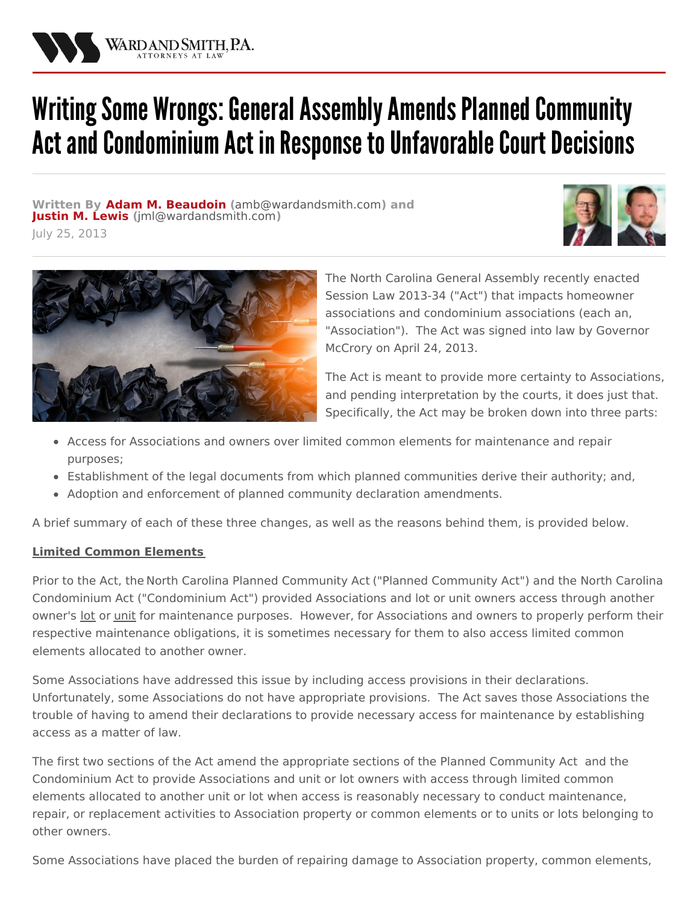# Writing Some Wrongs: General Assembly Amends Planned Community Act and Condominium Act in Response to Unfavorable Court Decisions

**Written By Adam M. Beaudoin** (amb@wardandsmith.com) **and Justin M. Lewis** (jml@wardandsmith.com)

July 25, 2013

The North Carolina General Assembly recently enacted Session Law 2013-34 ("Act") that impacts homeowner associations and condominium associations (each an, "Association"). The Act was signed into law by Governor McCrory on April 24, 2013.

The Act is meant to provide more certainty to Associations, and pending interpretation by the courts, it does just that. Specifically, the Act may be broken down into three parts:

- Access for Associations and owners over limited common elements for maintenance and repair purposes;
- Establishment of the legal documents from which planned communities derive their authority; and,
- Adoption and enforcement of planned community declaration amendments.

A brief summary of each of these three changes, as well as the reasons behind them, is provided below.

**Limited Common Elements**

Prior to the Act, the North Carolina Planned Community Act ("Planned Community Act") and the North Carolina Condominium Act ("Condominium Act") provided Associations and lot or unit owners access through another owner's lot or unit for maintenance purposes. However, for Associations and owners to properly perform their respective maintenance obligations, it is sometimes necessary for them to also access limited common elements allocated to another owner.

Some Associations have addressed this issue by including access provisions in their declarations. Unfortunately, some Associations do not have appropriate provisions. The Act saves those Associations the trouble of having to amend their declarations to provide necessary access for maintenance by establishing access as a matter of law.

The first two sections of the Act amend the appropriate sections of the Planned Community Act and the Condominium Act to provide Associations and unit or lot owners with access through limited common elements allocated to another unit or lot when access is reasonably necessary to conduct maintenance, repair, or replacement activities to Association property or common elements or to units or lots belonging to other owners.

Some Associations have placed the burden of repairing damage to Association property, common elements,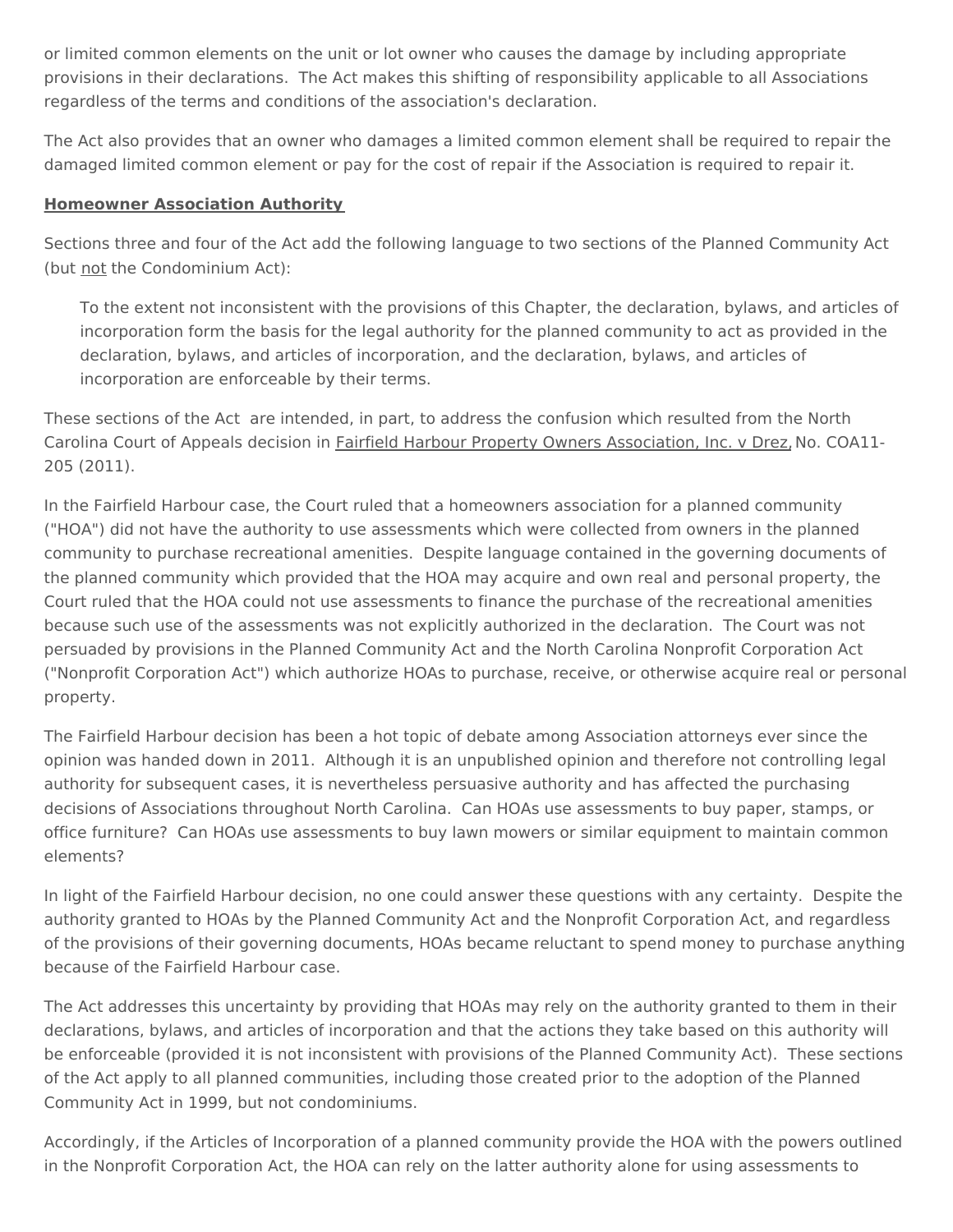or limited common elements on the unit or lot owner who causes the damage by including appropriate provisions in their declarations. The Act makes this shifting of responsibility applicable to all Associations regardless of the terms and conditions of the association's declaration.

The Act also provides that an owner who damages a limited common element shall be required to repair the damaged limited common element or pay for the cost of repair if the Association is required to repair it.

**Homeowner Association Authority**

Sections three and four of the Act add the following language to two sections of the Planned Community Act (but not the Condominium Act):

> To the extent not inconsistent with the provisions of this Chapter, the declaration, bylaws, and articles of incorporation form the basis for the legal authority for the planned community to act as provided in the declaration, bylaws, and articles of incorporation, and the declaration, bylaws, and articles of incorporation are enforceable by their terms.

These sections of the Act are intended, in part, to address the confusion which resulted from the North Carolina Court of Appeals decision in Fairfield Harbour Property Owners Association, Inc. v Drez, No. COA11-205 (2011).

In the Fairfield Harbour case, the Court ruled that a homeowners association for a planned community ("HOA") did not have the authority to use assessments which were collected from owners in the planned community to purchase recreational amenities. Despite language contained in the governing documents of the planned community which provided that the HOA may acquire and own real and personal property, the Court ruled that the HOA could not use assessments to finance the purchase of the recreational amenities because such use of the assessments was not explicitly authorized in the declaration. The Court was not persuaded by provisions in the Planned Community Act and the North Carolina Nonprofit Corporation Act ("Nonprofit Corporation Act") which authorize HOAs to purchase, receive, or otherwise acquire real or personal property.

The Fairfield Harbour decision has been a hot topic of debate among Association attorneys ever since the opinion was handed down in 2011. Although it is an unpublished opinion and therefore not controlling legal authority for subsequent cases, it is nevertheless persuasive authority and has affected the purchasing decisions of Associations throughout North Carolina. Can HOAs use assessments to buy paper, stamps, or office furniture? Can HOAs use assessments to buy lawn mowers or similar equipment to maintain common elements?

In light of the Fairfield Harbour decision, no one could answer these questions with any certainty. Despite the authority granted to HOAs by the Planned Community Act and the Nonprofit Corporation Act, and regardless of the provisions of their governing documents, HOAs became reluctant to spend money to purchase anything because of the Fairfield Harbour case.

The Act addresses this uncertainty by providing that HOAs may rely on the authority granted to them in their declarations, bylaws, and articles of incorporation and that the actions they take based on this authority will be enforceable (provided it is not inconsistent with provisions of the Planned Community Act). These sections of the Act apply to all planned communities, including those created prior to the adoption of the Planned Community Act in 1999, but not condominiums.

Accordingly, if the Articles of Incorporation of a planned community provide the HOA with the powers outlined in the Nonprofit Corporation Act, the HOA can rely on the latter authority alone for using assessments to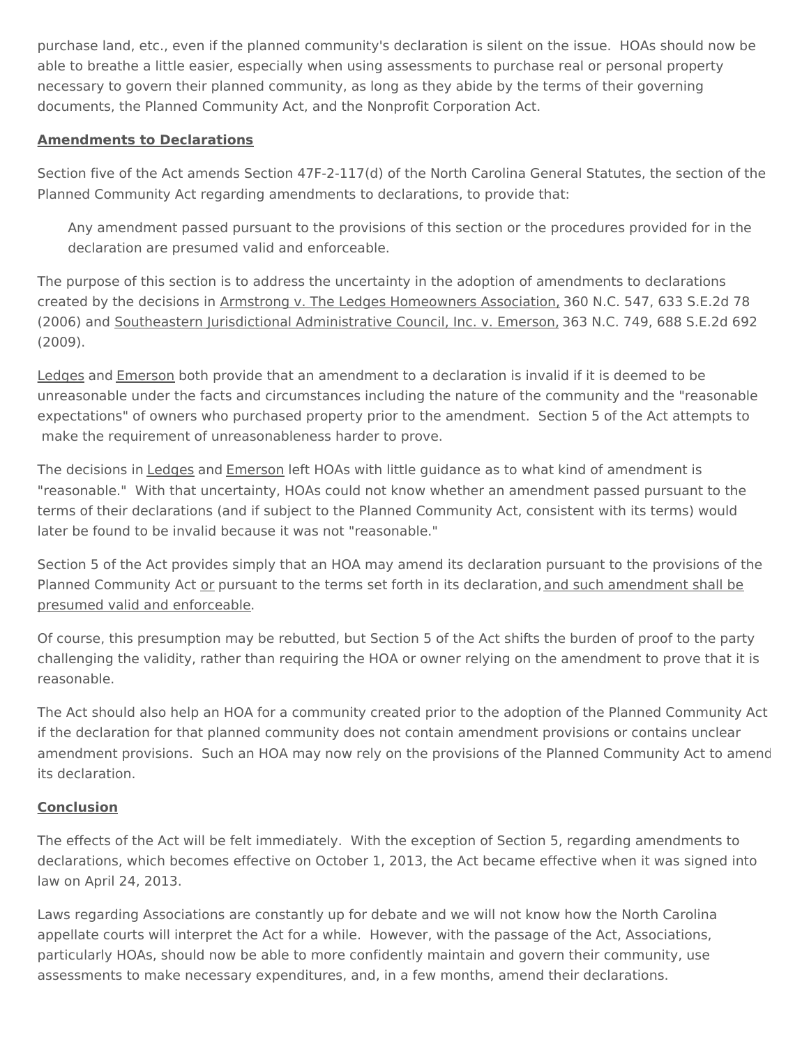purchase land, etc., even if the planned community's declaration is silent on the issue. HOAs should now be able to breathe a little easier, especially when using assessments to purchase real or personal property necessary to govern their planned community, as long as they abide by the terms of their governing documents, the Planned Community Act, and the Nonprofit Corporation Act.

**Amendments to Declarations**

Section five of the Act amends Section 47F-2-117(d) of the North Carolina General Statutes, the section of the Planned Community Act regarding amendments to declarations, to provide that:

> Any amendment passed pursuant to the provisions of this section or the procedures provided for in the declaration are presumed valid and enforceable.

The purpose of this section is to address the uncertainty in the adoption of amendments to declarations created by the decisions in Armstrong v. The Ledges Homeowners Association, 360 N.C. 547, 633 S.E.2d 78 (2006) and Southeastern Jurisdictional Administrative Council, Inc. v. Emerson, 363 N.C. 749, 688 S.E.2d 692 (2009).

Ledges and Emerson both provide that an amendment to a declaration is invalid if it is deemed to be unreasonable under the facts and circumstances including the nature of the community and the "reasonable expectations" of owners who purchased property prior to the amendment. Section 5 of the Act attempts to make the requirement of unreasonableness harder to prove.

The decisions in Ledges and Emerson left HOAs with little guidance as to what kind of amendment is "reasonable." With that uncertainty, HOAs could not know whether an amendment passed pursuant to the terms of their declarations (and if subject to the Planned Community Act, consistent with its terms) would later be found to be invalid because it was not "reasonable."

Section 5 of the Act provides simply that an HOA may amend its declaration pursuant to the provisions of the Planned Community Act or pursuant to the terms set forth in its declaration, and such amendment shall be presumed valid and enforceable.

Of course, this presumption may be rebutted, but Section 5 of the Act shifts the burden of proof to the party challenging the validity, rather than requiring the HOA or owner relying on the amendment to prove that it is reasonable.

The Act should also help an HOA for a community created prior to the adoption of the Planned Community Act if the declaration for that planned community does not contain amendment provisions or contains unclear amendment provisions. Such an HOA may now rely on the provisions of the Planned Community Act to amend its declaration.

**Conclusion**

The effects of the Act will be felt immediately. With the exception of Section 5, regarding amendments to declarations, which becomes effective on October 1, 2013, the Act became effective when it was signed into law on April 24, 2013.

Laws regarding Associations are constantly up for debate and we will not know how the North Carolina appellate courts will interpret the Act for a while. However, with the passage of the Act, Associations, particularly HOAs, should now be able to more confidently maintain and govern their community, use assessments to make necessary expenditures, and, in a few months, amend their declarations.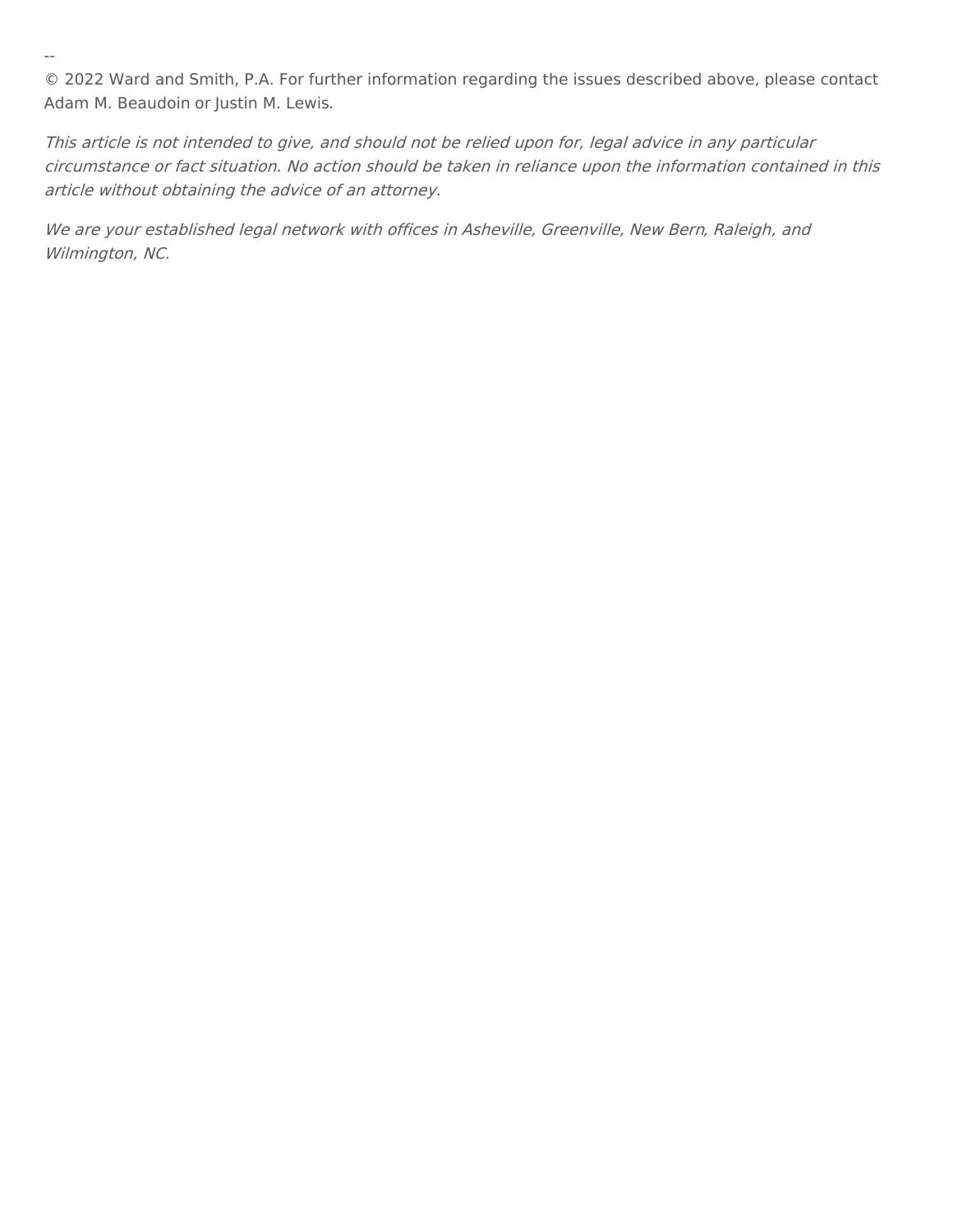--
© 2022 Ward and Smith, P.A. For further information regarding the issues described above, please contact Adam M. Beaudoin or Justin M. Lewis.

*This article is not intended to give, and should not be relied upon for, legal advice in any particular circumstance or fact situation. No action should be taken in reliance upon the information contained in this article without obtaining the advice of an attorney.*

*We are your established legal network with offices in Asheville, Greenville, New Bern, Raleigh, and Wilmington, NC.*